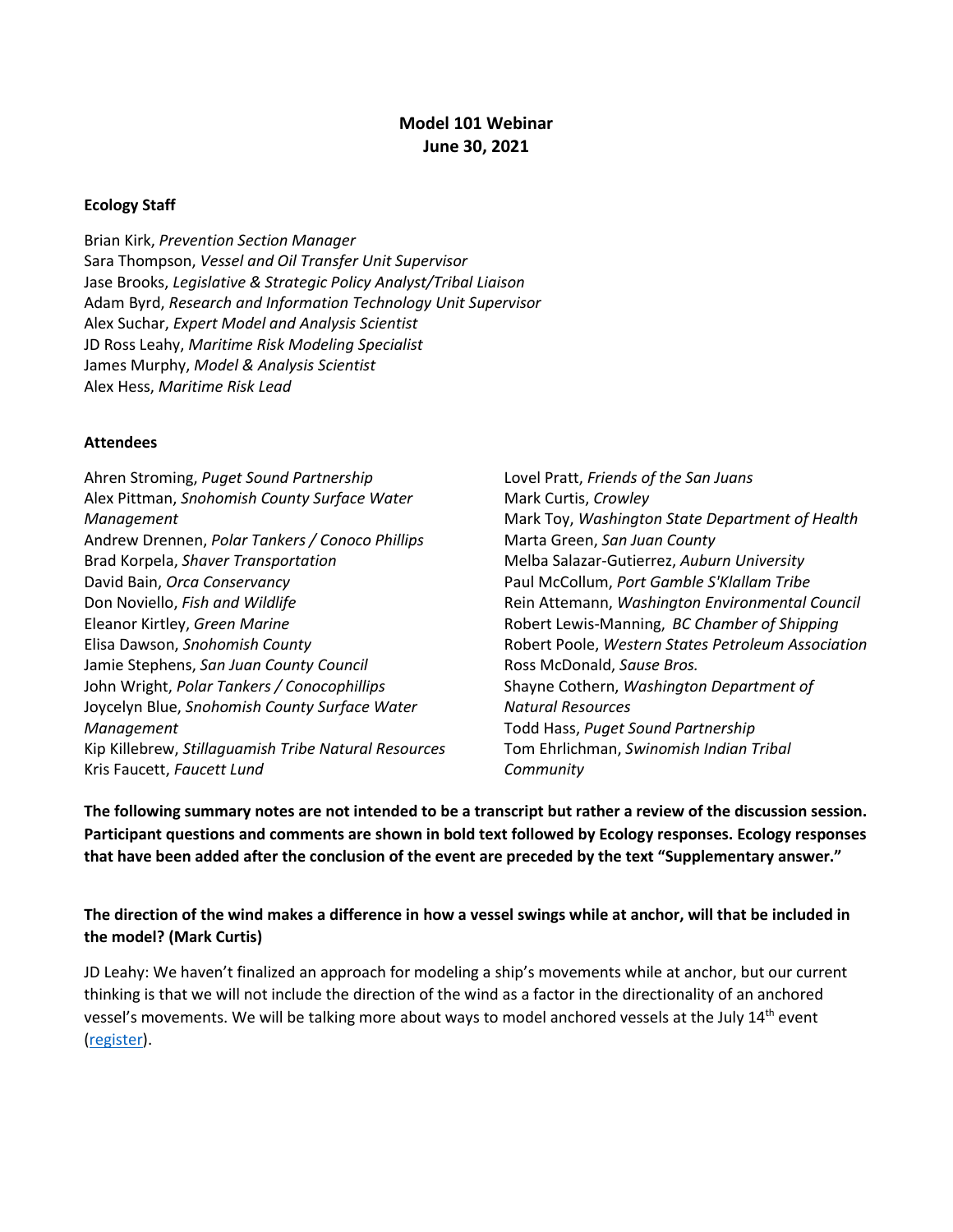# Model 101 Webinar
## June 30, 2021

**Ecology Staff**

Brian Kirk, *Prevention Section Manager*
Sara Thompson, *Vessel and Oil Transfer Unit Supervisor*
Jase Brooks, *Legislative & Strategic Policy Analyst/Tribal Liaison*
Adam Byrd, *Research and Information Technology Unit Supervisor*
Alex Suchar, *Expert Model and Analysis Scientist*
JD Ross Leahy, *Maritime Risk Modeling Specialist*
James Murphy, *Model & Analysis Scientist*
Alex Hess, *Maritime Risk Lead*

**Attendees**

Ahren Stroming, *Puget Sound Partnership*
Alex Pittman, *Snohomish County Surface Water Management*
Andrew Drennen, *Polar Tankers / Conoco Phillips*
Brad Korpela, *Shaver Transportation*
David Bain, *Orca Conservancy*
Don Noviello, *Fish and Wildlife*
Eleanor Kirtley, *Green Marine*
Elisa Dawson, *Snohomish County*
Jamie Stephens, *San Juan County Council*
John Wright, *Polar Tankers / Conocophillips*
Joycelyn Blue, *Snohomish County Surface Water Management*
Kip Killebrew, *Stillaguamish Tribe Natural Resources*
Kris Faucett, *Faucett Lund*
Lovel Pratt, *Friends of the San Juans*
Mark Curtis, *Crowley*
Mark Toy, *Washington State Department of Health*
Marta Green, *San Juan County*
Melba Salazar-Gutierrez, *Auburn University*
Paul McCollum, *Port Gamble S'Klallam Tribe*
Rein Attemann, *Washington Environmental Council*
Robert Lewis-Manning, *BC Chamber of Shipping*
Robert Poole, *Western States Petroleum Association*
Ross McDonald, *Sause Bros.*
Shayne Cothern, *Washington Department of Natural Resources*
Todd Hass, *Puget Sound Partnership*
Tom Ehrlichman, *Swinomish Indian Tribal Community*

**The following summary notes are not intended to be a transcript but rather a review of the discussion session. Participant questions and comments are shown in bold text followed by Ecology responses. Ecology responses that have been added after the conclusion of the event are preceded by the text "Supplementary answer."**

**The direction of the wind makes a difference in how a vessel swings while at anchor, will that be included in the model? (Mark Curtis)**

JD Leahy: We haven't finalized an approach for modeling a ship's movements while at anchor, but our current thinking is that we will not include the direction of the wind as a factor in the directionality of an anchored vessel's movements. We will be talking more about ways to model anchored vessels at the July 14th event (register).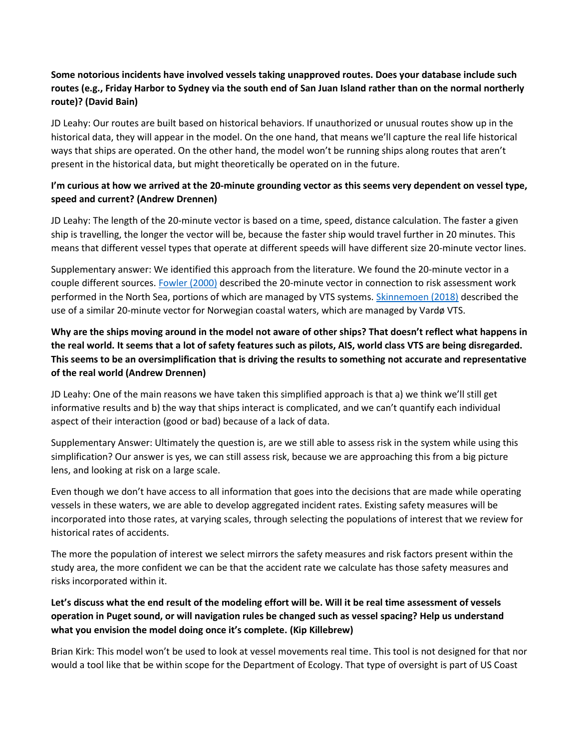**Some notorious incidents have involved vessels taking unapproved routes. Does your database include such routes (e.g., Friday Harbor to Sydney via the south end of San Juan Island rather than on the normal northerly route)? (David Bain)**

JD Leahy: Our routes are built based on historical behaviors. If unauthorized or unusual routes show up in the historical data, they will appear in the model. On the one hand, that means we'll capture the real life historical ways that ships are operated. On the other hand, the model won't be running ships along routes that aren't present in the historical data, but might theoretically be operated on in the future.

**I'm curious at how we arrived at the 20-minute grounding vector as this seems very dependent on vessel type, speed and current? (Andrew Drennen)**

JD Leahy: The length of the 20-minute vector is based on a time, speed, distance calculation. The faster a given ship is travelling, the longer the vector will be, because the faster ship would travel further in 20 minutes. This means that different vessel types that operate at different speeds will have different size 20-minute vector lines.

Supplementary answer: We identified this approach from the literature. We found the 20-minute vector in a couple different sources. [Fowler (2000)](#) described the 20-minute vector in connection to risk assessment work performed in the North Sea, portions of which are managed by VTS systems. [Skinnemoen (2018)](#) described the use of a similar 20-minute vector for Norwegian coastal waters, which are managed by Vardø VTS.

**Why are the ships moving around in the model not aware of other ships? That doesn't reflect what happens in the real world. It seems that a lot of safety features such as pilots, AIS, world class VTS are being disregarded. This seems to be an oversimplification that is driving the results to something not accurate and representative of the real world (Andrew Drennen)**

JD Leahy: One of the main reasons we have taken this simplified approach is that a) we think we'll still get informative results and b) the way that ships interact is complicated, and we can't quantify each individual aspect of their interaction (good or bad) because of a lack of data.

Supplementary Answer: Ultimately the question is, are we still able to assess risk in the system while using this simplification? Our answer is yes, we can still assess risk, because we are approaching this from a big picture lens, and looking at risk on a large scale.

Even though we don't have access to all information that goes into the decisions that are made while operating vessels in these waters, we are able to develop aggregated incident rates. Existing safety measures will be incorporated into those rates, at varying scales, through selecting the populations of interest that we review for historical rates of accidents.

The more the population of interest we select mirrors the safety measures and risk factors present within the study area, the more confident we can be that the accident rate we calculate has those safety measures and risks incorporated within it.

**Let's discuss what the end result of the modeling effort will be. Will it be real time assessment of vessels operation in Puget sound, or will navigation rules be changed such as vessel spacing? Help us understand what you envision the model doing once it's complete. (Kip Killebrew)**

Brian Kirk: This model won't be used to look at vessel movements real time. This tool is not designed for that nor would a tool like that be within scope for the Department of Ecology. That type of oversight is part of US Coast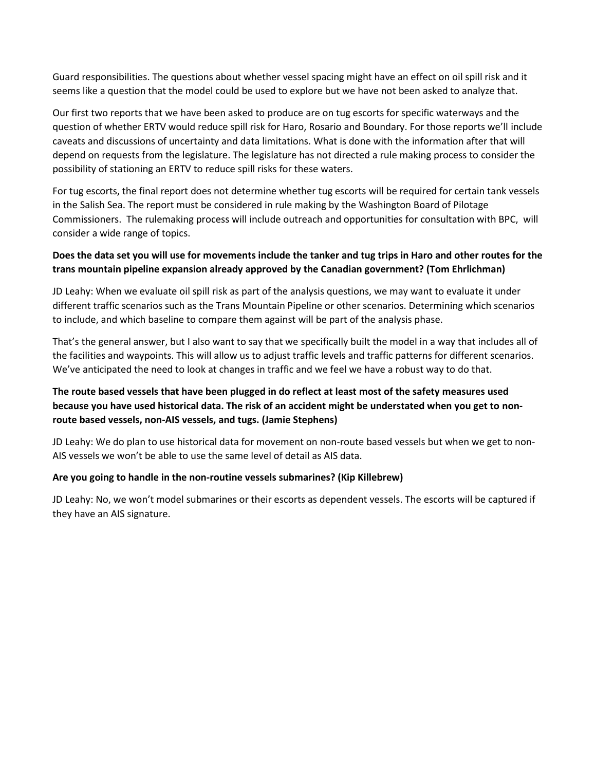Guard responsibilities. The questions about whether vessel spacing might have an effect on oil spill risk and it seems like a question that the model could be used to explore but we have not been asked to analyze that.

Our first two reports that we have been asked to produce are on tug escorts for specific waterways and the question of whether ERTV would reduce spill risk for Haro, Rosario and Boundary. For those reports we'll include caveats and discussions of uncertainty and data limitations. What is done with the information after that will depend on requests from the legislature. The legislature has not directed a rule making process to consider the possibility of stationing an ERTV to reduce spill risks for these waters.

For tug escorts, the final report does not determine whether tug escorts will be required for certain tank vessels in the Salish Sea. The report must be considered in rule making by the Washington Board of Pilotage Commissioners. The rulemaking process will include outreach and opportunities for consultation with BPC, will consider a wide range of topics.

**Does the data set you will use for movements include the tanker and tug trips in Haro and other routes for the trans mountain pipeline expansion already approved by the Canadian government? (Tom Ehrlichman)**

JD Leahy: When we evaluate oil spill risk as part of the analysis questions, we may want to evaluate it under different traffic scenarios such as the Trans Mountain Pipeline or other scenarios. Determining which scenarios to include, and which baseline to compare them against will be part of the analysis phase.

That's the general answer, but I also want to say that we specifically built the model in a way that includes all of the facilities and waypoints. This will allow us to adjust traffic levels and traffic patterns for different scenarios. We've anticipated the need to look at changes in traffic and we feel we have a robust way to do that.

**The route based vessels that have been plugged in do reflect at least most of the safety measures used because you have used historical data. The risk of an accident might be understated when you get to non-route based vessels, non-AIS vessels, and tugs. (Jamie Stephens)**

JD Leahy: We do plan to use historical data for movement on non-route based vessels but when we get to non-AIS vessels we won't be able to use the same level of detail as AIS data.

**Are you going to handle in the non-routine vessels submarines? (Kip Killebrew)**

JD Leahy: No, we won't model submarines or their escorts as dependent vessels. The escorts will be captured if they have an AIS signature.